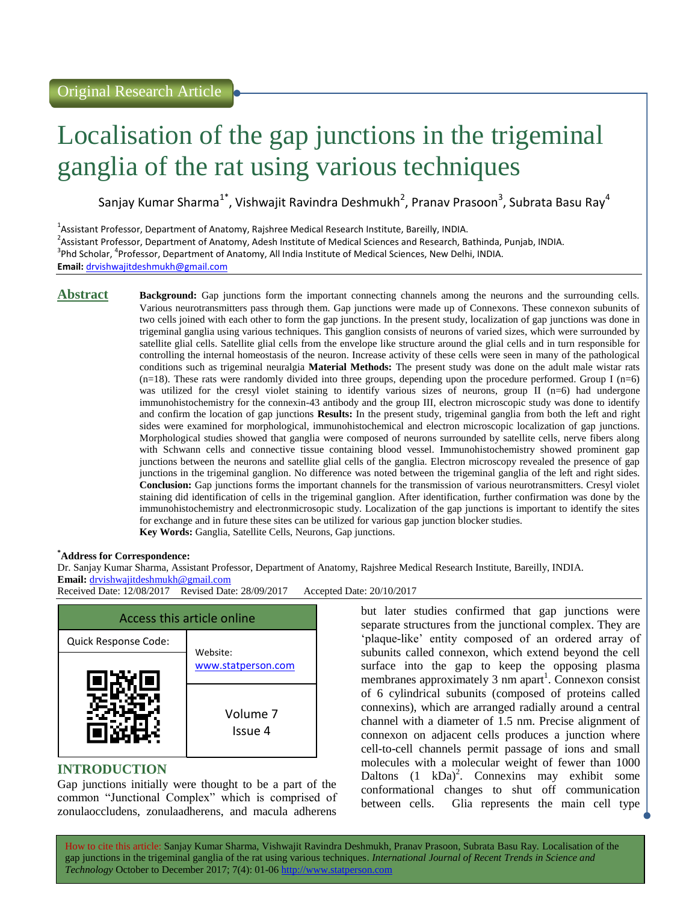Original Research Article

# Localisation of the gap junctions in the trigeminal ganglia of the rat using various techniques

Sanjay Kumar Sharma[1*], Vishwajit Ravindra Deshmukh[2], Pranav Prasoon[3], Subrata Basu Ray[4]

[1]Assistant Professor, Department of Anatomy, Rajshree Medical Research Institute, Bareilly, INDIA.
[2]Assistant Professor, Department of Anatomy, Adesh Institute of Medical Sciences and Research, Bathinda, Punjab, INDIA.
[3]Phd Scholar, [4]Professor, Department of Anatomy, All India Institute of Medical Sciences, New Delhi, INDIA.
**Email:** drvishwajitdeshmukh@gmail.com

## Abstract

**Background:** Gap junctions form the important connecting channels among the neurons and the surrounding cells. Various neurotransmitters pass through them. Gap junctions were made up of Connexons. These connexon subunits of two cells joined with each other to form the gap junctions. In the present study, localization of gap junctions was done in trigeminal ganglia using various techniques. This ganglion consists of neurons of varied sizes, which were surrounded by satellite glial cells. Satellite glial cells from the envelope like structure around the glial cells and in turn responsible for controlling the internal homeostasis of the neuron. Increase activity of these cells were seen in many of the pathological conditions such as trigeminal neuralgia **Material Methods:** The present study was done on the adult male wistar rats (n=18). These rats were randomly divided into three groups, depending upon the procedure performed. Group I (n=6) was utilized for the cresyl violet staining to identify various sizes of neurons, group II (n=6) had undergone immunohistochemistry for the connexin-43 antibody and the group III, electron microscopic study was done to identify and confirm the location of gap junctions **Results:** In the present study, trigeminal ganglia from both the left and right sides were examined for morphological, immunohistochemical and electron microscopic localization of gap junctions. Morphological studies showed that ganglia were composed of neurons surrounded by satellite cells, nerve fibers along with Schwann cells and connective tissue containing blood vessel. Immunohistochemistry showed prominent gap junctions between the neurons and satellite glial cells of the ganglia. Electron microscopy revealed the presence of gap junctions in the trigeminal ganglion. No difference was noted between the trigeminal ganglia of the left and right sides. **Conclusion:** Gap junctions forms the important channels for the transmission of various neurotransmitters. Cresyl violet staining did identification of cells in the trigeminal ganglion. After identification, further confirmation was done by the immunohistochemistry and electronmicrosopic study. Localization of the gap junctions is important to identify the sites for exchange and in future these sites can be utilized for various gap junction blocker studies.

**Key Words:** Ganglia, Satellite Cells, Neurons, Gap junctions.

**[*]Address for Correspondence:**
Dr. Sanjay Kumar Sharma, Assistant Professor, Department of Anatomy, Rajshree Medical Research Institute, Bareilly, INDIA.
**Email:** drvishwajitdeshmukh@gmail.com
Received Date: 12/08/2017 Revised Date: 28/09/2017 Accepted Date: 20/10/2017

| Access this article online | |
|---|---|
| Quick Response Code: | Website: www.statperson.com |
| | Volume 7 Issue 4 |

## INTRODUCTION

Gap junctions initially were thought to be a part of the common "Junctional Complex" which is comprised of zonulaoccludens, zonulaadherens, and macula adherens but later studies confirmed that gap junctions were separate structures from the junctional complex. They are 'plaque-like' entity composed of an ordered array of subunits called connexon, which extend beyond the cell surface into the gap to keep the opposing plasma membranes approximately 3 nm apart[1]. Connexon consist of 6 cylindrical subunits (composed of proteins called connexins), which are arranged radially around a central channel with a diameter of 1.5 nm. Precise alignment of connexon on adjacent cells produces a junction where cell-to-cell channels permit passage of ions and small molecules with a molecular weight of fewer than 1000 Daltons (1 kDa)[2]. Connexins may exhibit some conformational changes to shut off communication between cells. Glia represents the main cell type

How to cite this article: Sanjay Kumar Sharma, Vishwajit Ravindra Deshmukh, Pranav Prasoon, Subrata Basu Ray. Localisation of the gap junctions in the trigeminal ganglia of the rat using various techniques. *International Journal of Recent Trends in Science and Technology* October to December 2017; 7(4): 01-06 http://www.statperson.com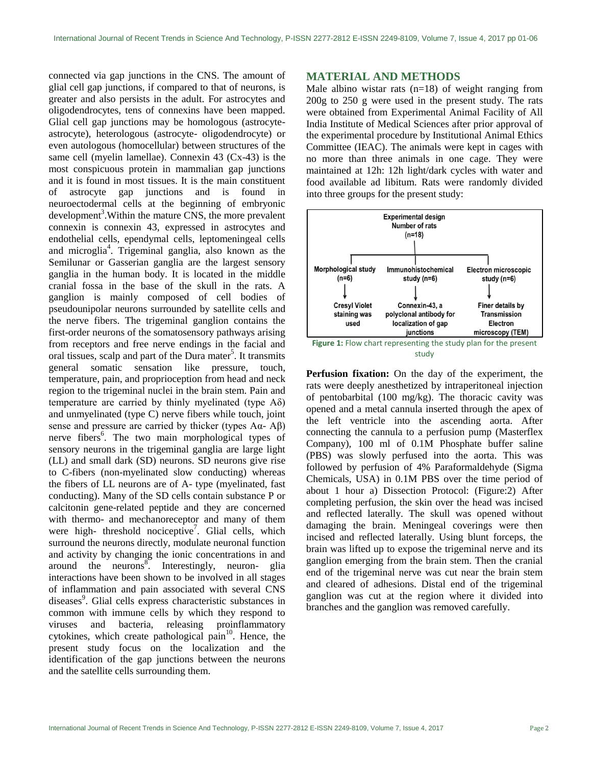connected via gap junctions in the CNS. The amount of glial cell gap junctions, if compared to that of neurons, is greater and also persists in the adult. For astrocytes and oligodendrocytes, tens of connexins have been mapped. Glial cell gap junctions may be homologous (astrocyte-astrocyte), heterologous (astrocyte- oligodendrocyte) or even autologous (homocellular) between structures of the same cell (myelin lamellae). Connexin 43 (Cx-43) is the most conspicuous protein in mammalian gap junctions and it is found in most tissues. It is the main constituent of astrocyte gap junctions and is found in neuroectodermal cells at the beginning of embryonic development[3]. Within the mature CNS, the more prevalent connexin is connexin 43, expressed in astrocytes and endothelial cells, ependymal cells, leptomeningeal cells and microglia[4]. Trigeminal ganglia, also known as the Semilunar or Gasserian ganglia are the largest sensory ganglia in the human body. It is located in the middle cranial fossa in the base of the skull in the rats. A ganglion is mainly composed of cell bodies of pseudounipolar neurons surrounded by satellite cells and the nerve fibers. The trigeminal ganglion contains the first-order neurons of the somatosensory pathways arising from receptors and free nerve endings in the facial and oral tissues, scalp and part of the Dura mater[5]. It transmits general somatic sensation like pressure, touch, temperature, pain, and proprioception from head and neck region to the trigeminal nuclei in the brain stem. Pain and temperature are carried by thinly myelinated (type Aδ) and unmyelinated (type C) nerve fibers while touch, joint sense and pressure are carried by thicker (types Aα- Aβ) nerve fibers[6]. The two main morphological types of sensory neurons in the trigeminal ganglia are large light (LL) and small dark (SD) neurons. SD neurons give rise to C-fibers (non-myelinated slow conducting) whereas the fibers of LL neurons are of A- type (myelinated, fast conducting). Many of the SD cells contain substance P or calcitonin gene-related peptide and they are concerned with thermo- and mechanoreceptor and many of them were high- threshold nociceptive[7]. Glial cells, which surround the neurons directly, modulate neuronal function and activity by changing the ionic concentrations in and around the neurons[8]. Interestingly, neuron- glia interactions have been shown to be involved in all stages of inflammation and pain associated with several CNS diseases[9]. Glial cells express characteristic substances in common with immune cells by which they respond to viruses and bacteria, releasing proinflammatory cytokines, which create pathological pain[10]. Hence, the present study focus on the localization and the identification of the gap junctions between the neurons and the satellite cells surrounding them.

## MATERIAL AND METHODS

Male albino wistar rats (n=18) of weight ranging from 200g to 250 g were used in the present study. The rats were obtained from Experimental Animal Facility of All India Institute of Medical Sciences after prior approval of the experimental procedure by Institutional Animal Ethics Committee (IEAC). The animals were kept in cages with no more than three animals in one cage. They were maintained at 12h: 12h light/dark cycles with water and food available ad libitum. Rats were randomly divided into three groups for the present study:

**Experimental design**
**Number of rats**
**(n=18)**

| Morphological study (n=6) | Immunohistochemical study (n=6) | Electron microscopic study (n=6) |
|---|---|---|
| Cresyl Violet staining was used | Connexin-43, a polyclonal antibody for localization of gap junctions | Finer details by Transmission Electron microscopy (TEM) |

**Figure 1:** Flow chart representing the study plan for the present study

**Perfusion fixation:** On the day of the experiment, the rats were deeply anesthetized by intraperitoneal injection of pentobarbital (100 mg/kg). The thoracic cavity was opened and a metal cannula inserted through the apex of the left ventricle into the ascending aorta. After connecting the cannula to a perfusion pump (Masterflex Company), 100 ml of 0.1M Phosphate buffer saline (PBS) was slowly perfused into the aorta. This was followed by perfusion of 4% Paraformaldehyde (Sigma Chemicals, USA) in 0.1M PBS over the time period of about 1 hour a) Dissection Protocol: (Figure:2) After completing perfusion, the skin over the head was incised and reflected laterally. The skull was opened without damaging the brain. Meningeal coverings were then incised and reflected laterally. Using blunt forceps, the brain was lifted up to expose the trigeminal nerve and its ganglion emerging from the brain stem. Then the cranial end of the trigeminal nerve was cut near the brain stem and cleared of adhesions. Distal end of the trigeminal ganglion was cut at the region where it divided into branches and the ganglion was removed carefully.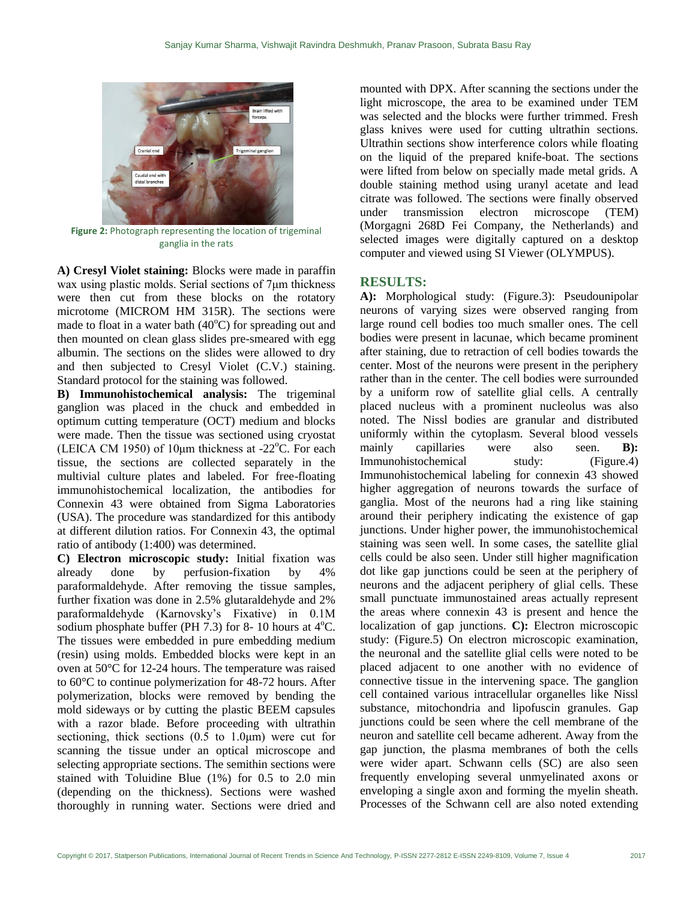Figure 2: Photograph representing the location of trigeminal ganglia in the rats

**A) Cresyl Violet staining:** Blocks were made in paraffin wax using plastic molds. Serial sections of 7μm thickness were then cut from these blocks on the rotatory microtome (MICROM HM 315R). The sections were made to float in a water bath (40°C) for spreading out and then mounted on clean glass slides pre-smeared with egg albumin. The sections on the slides were allowed to dry and then subjected to Cresyl Violet (C.V.) staining. Standard protocol for the staining was followed.

**B) Immunohistochemical analysis:** The trigeminal ganglion was placed in the chuck and embedded in optimum cutting temperature (OCT) medium and blocks were made. Then the tissue was sectioned using cryostat (LEICA CM 1950) of 10μm thickness at -22°C. For each tissue, the sections are collected separately in the multivial culture plates and labeled. For free-floating immunohistochemical localization, the antibodies for Connexin 43 were obtained from Sigma Laboratories (USA). The procedure was standardized for this antibody at different dilution ratios. For Connexin 43, the optimal ratio of antibody (1:400) was determined.

**C) Electron microscopic study:** Initial fixation was already done by perfusion-fixation by 4% paraformaldehyde. After removing the tissue samples, further fixation was done in 2.5% glutaraldehyde and 2% paraformaldehyde (Karnovsky's Fixative) in 0.1M sodium phosphate buffer (PH 7.3) for 8- 10 hours at 4°C. The tissues were embedded in pure embedding medium (resin) using molds. Embedded blocks were kept in an oven at 50°C for 12-24 hours. The temperature was raised to 60°C to continue polymerization for 48-72 hours. After polymerization, blocks were removed by bending the mold sideways or by cutting the plastic BEEM capsules with a razor blade. Before proceeding with ultrathin sectioning, thick sections (0.5 to 1.0μm) were cut for scanning the tissue under an optical microscope and selecting appropriate sections. The semithin sections were stained with Toluidine Blue (1%) for 0.5 to 2.0 min (depending on the thickness). Sections were washed thoroughly in running water. Sections were dried and mounted with DPX. After scanning the sections under the light microscope, the area to be examined under TEM was selected and the blocks were further trimmed. Fresh glass knives were used for cutting ultrathin sections. Ultrathin sections show interference colors while floating on the liquid of the prepared knife-boat. The sections were lifted from below on specially made metal grids. A double staining method using uranyl acetate and lead citrate was followed. The sections were finally observed under transmission electron microscope (TEM) (Morgagni 268D Fei Company, the Netherlands) and selected images were digitally captured on a desktop computer and viewed using SI Viewer (OLYMPUS).

## RESULTS:

**A):** Morphological study: (Figure.3): Pseudounipolar neurons of varying sizes were observed ranging from large round cell bodies too much smaller ones. The cell bodies were present in lacunae, which became prominent after staining, due to retraction of cell bodies towards the center. Most of the neurons were present in the periphery rather than in the center. The cell bodies were surrounded by a uniform row of satellite glial cells. A centrally placed nucleus with a prominent nucleolus was also noted. The Nissl bodies are granular and distributed uniformly within the cytoplasm. Several blood vessels mainly capillaries were also seen. **B):** Immunohistochemical study: (Figure.4) Immunohistochemical labeling for connexin 43 showed higher aggregation of neurons towards the surface of ganglia. Most of the neurons had a ring like staining around their periphery indicating the existence of gap junctions. Under higher power, the immunohistochemical staining was seen well. In some cases, the satellite glial cells could be also seen. Under still higher magnification dot like gap junctions could be seen at the periphery of neurons and the adjacent periphery of glial cells. These small punctuate immunostained areas actually represent the areas where connexin 43 is present and hence the localization of gap junctions. **C):** Electron microscopic study: (Figure.5) On electron microscopic examination, the neuronal and the satellite glial cells were noted to be placed adjacent to one another with no evidence of connective tissue in the intervening space. The ganglion cell contained various intracellular organelles like Nissl substance, mitochondria and lipofuscin granules. Gap junctions could be seen where the cell membrane of the neuron and satellite cell became adherent. Away from the gap junction, the plasma membranes of both the cells were wider apart. Schwann cells (SC) are also seen frequently enveloping several unmyelinated axons or enveloping a single axon and forming the myelin sheath. Processes of the Schwann cell are also noted extending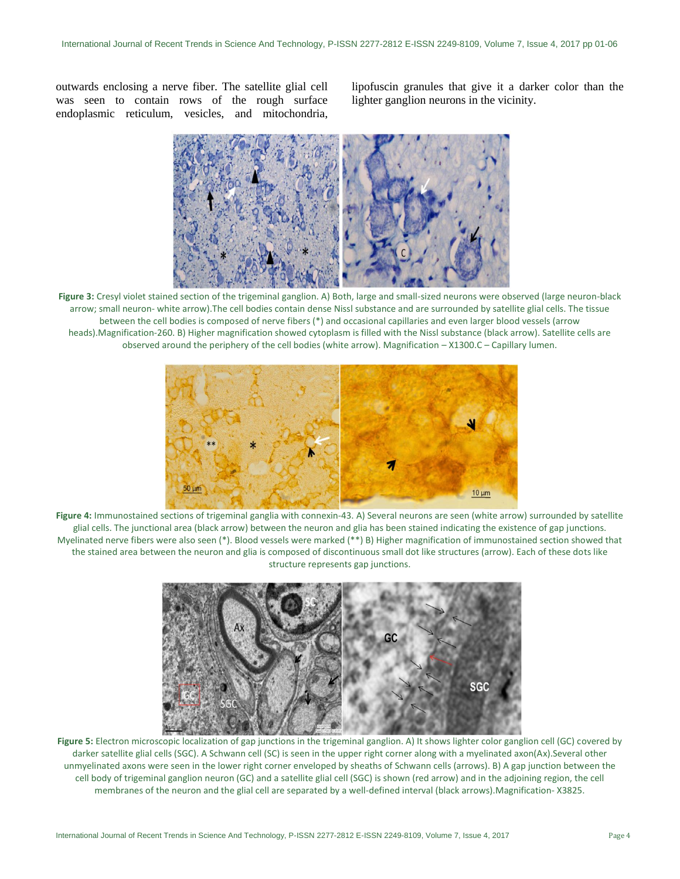outwards enclosing a nerve fiber. The satellite glial cell was seen to contain rows of the rough surface endoplasmic reticulum, vesicles, and mitochondria, lipofuscin granules that give it a darker color than the lighter ganglion neurons in the vicinity.

**Figure 3:** Cresyl violet stained section of the trigeminal ganglion. A) Both, large and small-sized neurons were observed (large neuron-black arrow; small neuron- white arrow).The cell bodies contain dense Nissl substance and are surrounded by satellite glial cells. The tissue between the cell bodies is composed of nerve fibers (*) and occasional capillaries and even larger blood vessels (arrow heads).Magnification-260. B) Higher magnification showed cytoplasm is filled with the Nissl substance (black arrow). Satellite cells are observed around the periphery of the cell bodies (white arrow). Magnification – X1300.C – Capillary lumen.

**Figure 4:** Immunostained sections of trigeminal ganglia with connexin-43. A) Several neurons are seen (white arrow) surrounded by satellite glial cells. The junctional area (black arrow) between the neuron and glia has been stained indicating the existence of gap junctions. Myelinated nerve fibers were also seen (*). Blood vessels were marked (**) B) Higher magnification of immunostained section showed that the stained area between the neuron and glia is composed of discontinuous small dot like structures (arrow). Each of these dots like structure represents gap junctions.

**Figure 5:** Electron microscopic localization of gap junctions in the trigeminal ganglion. A) It shows lighter color ganglion cell (GC) covered by darker satellite glial cells (SGC). A Schwann cell (SC) is seen in the upper right corner along with a myelinated axon(Ax).Several other unmyelinated axons were seen in the lower right corner enveloped by sheaths of Schwann cells (arrows). B) A gap junction between the cell body of trigeminal ganglion neuron (GC) and a satellite glial cell (SGC) is shown (red arrow) and in the adjoining region, the cell membranes of the neuron and the glial cell are separated by a well-defined interval (black arrows).Magnification- X3825.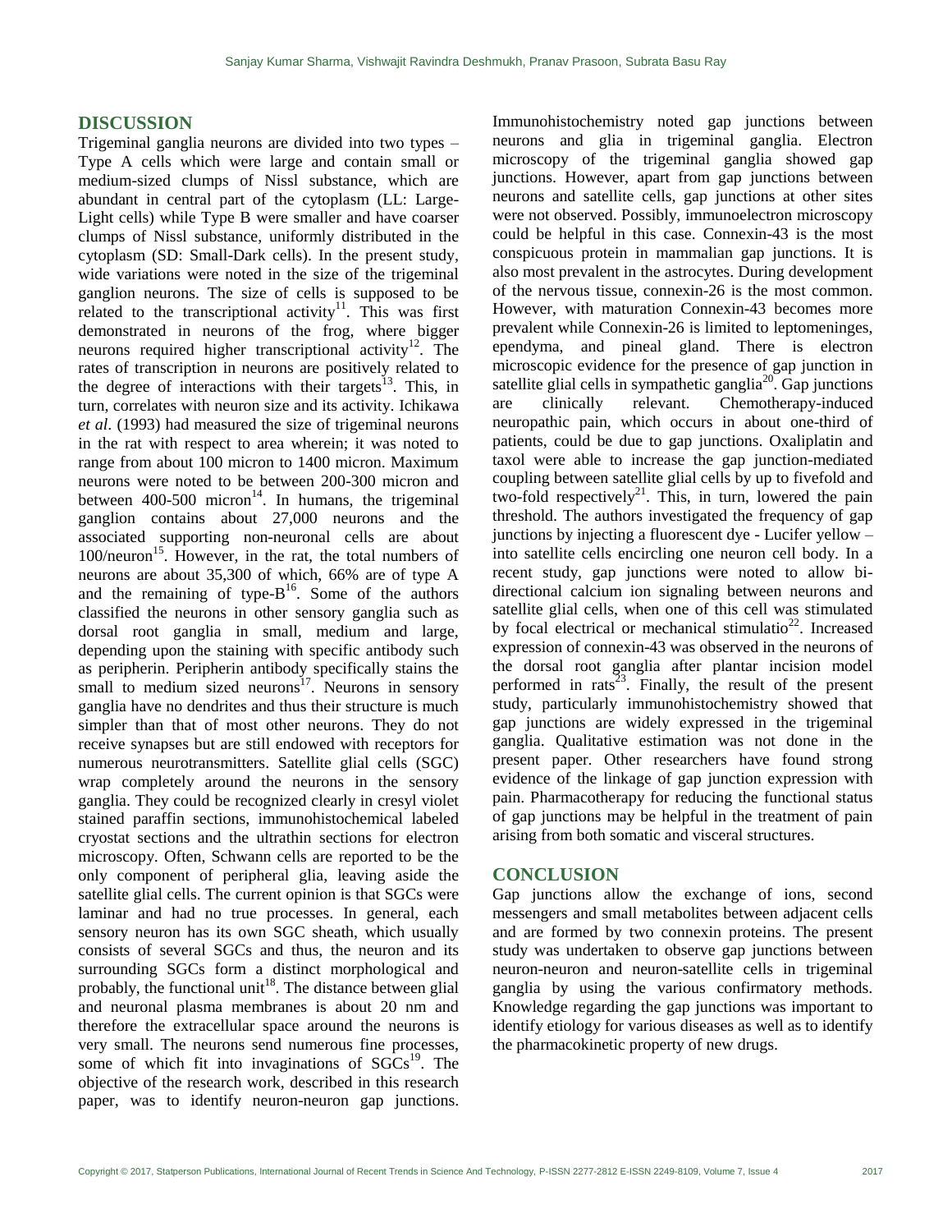## DISCUSSION

Trigeminal ganglia neurons are divided into two types – Type A cells which were large and contain small or medium-sized clumps of Nissl substance, which are abundant in central part of the cytoplasm (LL: Large-Light cells) while Type B were smaller and have coarser clumps of Nissl substance, uniformly distributed in the cytoplasm (SD: Small-Dark cells). In the present study, wide variations were noted in the size of the trigeminal ganglion neurons. The size of cells is supposed to be related to the transcriptional activity[11]. This was first demonstrated in neurons of the frog, where bigger neurons required higher transcriptional activity[12]. The rates of transcription in neurons are positively related to the degree of interactions with their targets[13]. This, in turn, correlates with neuron size and its activity. Ichikawa *et al*. (1993) had measured the size of trigeminal neurons in the rat with respect to area wherein; it was noted to range from about 100 micron to 1400 micron. Maximum neurons were noted to be between 200-300 micron and between 400-500 micron[14]. In humans, the trigeminal ganglion contains about 27,000 neurons and the associated supporting non-neuronal cells are about 100/neuron[15]. However, in the rat, the total numbers of neurons are about 35,300 of which, 66% are of type A and the remaining of type-B[16]. Some of the authors classified the neurons in other sensory ganglia such as dorsal root ganglia in small, medium and large, depending upon the staining with specific antibody such as peripherin. Peripherin antibody specifically stains the small to medium sized neurons[17]. Neurons in sensory ganglia have no dendrites and thus their structure is much simpler than that of most other neurons. They do not receive synapses but are still endowed with receptors for numerous neurotransmitters. Satellite glial cells (SGC) wrap completely around the neurons in the sensory ganglia. They could be recognized clearly in cresyl violet stained paraffin sections, immunohistochemical labeled cryostat sections and the ultrathin sections for electron microscopy. Often, Schwann cells are reported to be the only component of peripheral glia, leaving aside the satellite glial cells. The current opinion is that SGCs were laminar and had no true processes. In general, each sensory neuron has its own SGC sheath, which usually consists of several SGCs and thus, the neuron and its surrounding SGCs form a distinct morphological and probably, the functional unit[18]. The distance between glial and neuronal plasma membranes is about 20 nm and therefore the extracellular space around the neurons is very small. The neurons send numerous fine processes, some of which fit into invaginations of SGCs[19]. The objective of the research work, described in this research paper, was to identify neuron-neuron gap junctions. Immunohistochemistry noted gap junctions between neurons and glia in trigeminal ganglia. Electron microscopy of the trigeminal ganglia showed gap junctions. However, apart from gap junctions between neurons and satellite cells, gap junctions at other sites were not observed. Possibly, immunoelectron microscopy could be helpful in this case. Connexin-43 is the most conspicuous protein in mammalian gap junctions. It is also most prevalent in the astrocytes. During development of the nervous tissue, connexin-26 is the most common. However, with maturation Connexin-43 becomes more prevalent while Connexin-26 is limited to leptomeninges, ependyma, and pineal gland. There is electron microscopic evidence for the presence of gap junction in satellite glial cells in sympathetic ganglia[20]. Gap junctions are clinically relevant. Chemotherapy-induced neuropathic pain, which occurs in about one-third of patients, could be due to gap junctions. Oxaliplatin and taxol were able to increase the gap junction-mediated coupling between satellite glial cells by up to fivefold and two-fold respectively[21]. This, in turn, lowered the pain threshold. The authors investigated the frequency of gap junctions by injecting a fluorescent dye - Lucifer yellow – into satellite cells encircling one neuron cell body. In a recent study, gap junctions were noted to allow bi-directional calcium ion signaling between neurons and satellite glial cells, when one of this cell was stimulated by focal electrical or mechanical stimulatio[22]. Increased expression of connexin-43 was observed in the neurons of the dorsal root ganglia after plantar incision model performed in rats[23]. Finally, the result of the present study, particularly immunohistochemistry showed that gap junctions are widely expressed in the trigeminal ganglia. Qualitative estimation was not done in the present paper. Other researchers have found strong evidence of the linkage of gap junction expression with pain. Pharmacotherapy for reducing the functional status of gap junctions may be helpful in the treatment of pain arising from both somatic and visceral structures.

## CONCLUSION

Gap junctions allow the exchange of ions, second messengers and small metabolites between adjacent cells and are formed by two connexin proteins. The present study was undertaken to observe gap junctions between neuron-neuron and neuron-satellite cells in trigeminal ganglia by using the various confirmatory methods. Knowledge regarding the gap junctions was important to identify etiology for various diseases as well as to identify the pharmacokinetic property of new drugs.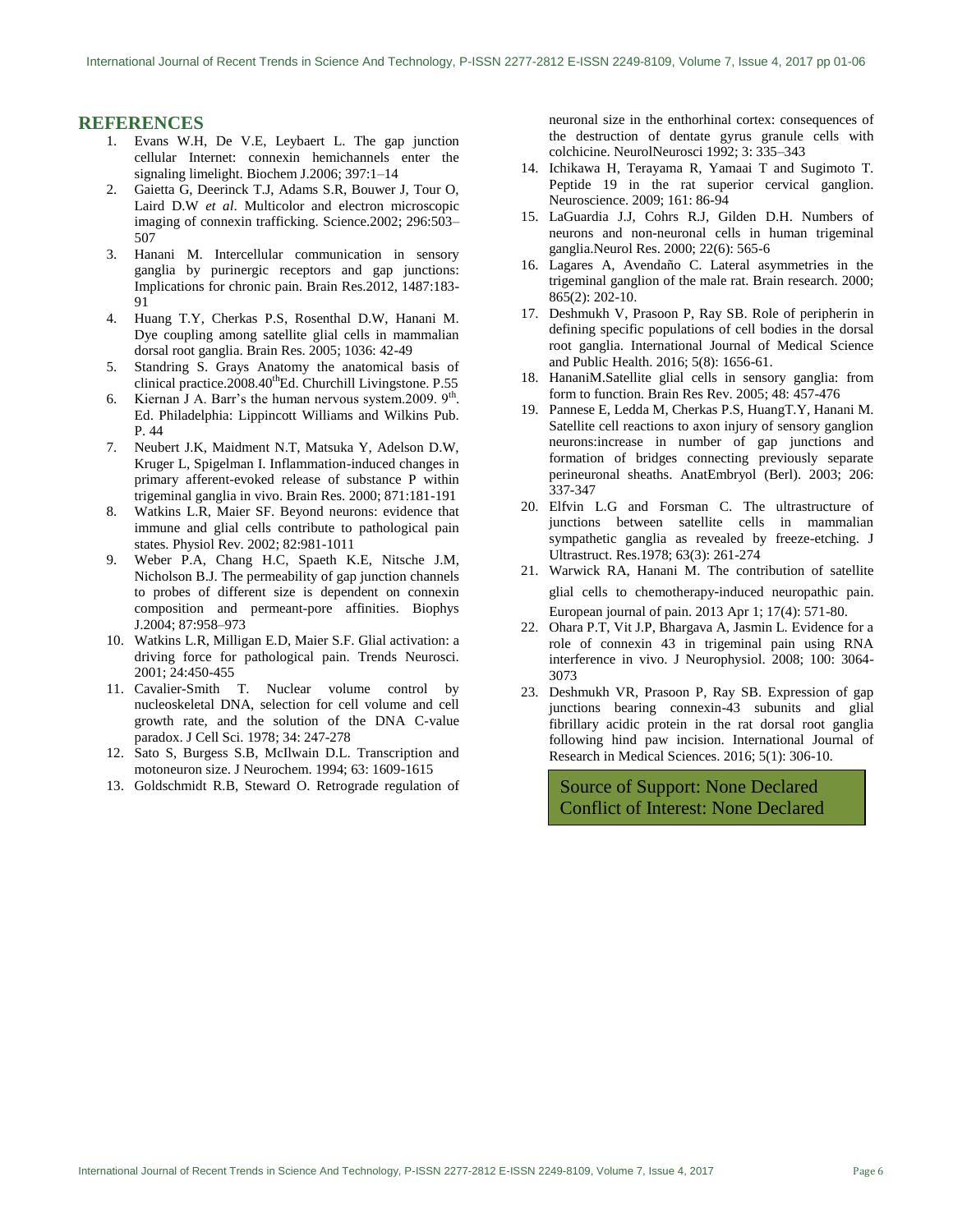## REFERENCES

1. Evans W.H, De V.E, Leybaert L. The gap junction cellular Internet: connexin hemichannels enter the signaling limelight. Biochem J.2006; 397:1–14
2. Gaietta G, Deerinck T.J, Adams S.R, Bouwer J, Tour O, Laird D.W *et al*. Multicolor and electron microscopic imaging of connexin trafficking. Science.2002; 296:503–507
3. Hanani M. Intercellular communication in sensory ganglia by purinergic receptors and gap junctions: Implications for chronic pain. Brain Res.2012, 1487:183-91
4. Huang T.Y, Cherkas P.S, Rosenthal D.W, Hanani M. Dye coupling among satellite glial cells in mammalian dorsal root ganglia. Brain Res. 2005; 1036: 42-49
5. Standring S. Grays Anatomy the anatomical basis of clinical practice.2008.40thEd. Churchill Livingstone. P.55
6. Kiernan J A. Barr's the human nervous system.2009. 9th. Ed. Philadelphia: Lippincott Williams and Wilkins Pub. P. 44
7. Neubert J.K, Maidment N.T, Matsuka Y, Adelson D.W, Kruger L, Spigelman I. Inflammation-induced changes in primary afferent-evoked release of substance P within trigeminal ganglia in vivo. Brain Res. 2000; 871:181-191
8. Watkins L.R, Maier SF. Beyond neurons: evidence that immune and glial cells contribute to pathological pain states. Physiol Rev. 2002; 82:981-1011
9. Weber P.A, Chang H.C, Spaeth K.E, Nitsche J.M, Nicholson B.J. The permeability of gap junction channels to probes of different size is dependent on connexin composition and permeant-pore affinities. Biophys J.2004; 87:958–973
10. Watkins L.R, Milligan E.D, Maier S.F. Glial activation: a driving force for pathological pain. Trends Neurosci. 2001; 24:450-455
11. Cavalier-Smith T. Nuclear volume control by nucleoskeletal DNA, selection for cell volume and cell growth rate, and the solution of the DNA C-value paradox. J Cell Sci. 1978; 34: 247-278
12. Sato S, Burgess S.B, McIlwain D.L. Transcription and motoneuron size. J Neurochem. 1994; 63: 1609-1615
13. Goldschmidt R.B, Steward O. Retrograde regulation of neuronal size in the enthorhinal cortex: consequences of the destruction of dentate gyrus granule cells with colchicine. NeurolNeurosci 1992; 3: 335–343
14. Ichikawa H, Terayama R, Yamaai T and Sugimoto T. Peptide 19 in the rat superior cervical ganglion. Neuroscience. 2009; 161: 86-94
15. LaGuardia J.J, Cohrs R.J, Gilden D.H. Numbers of neurons and non-neuronal cells in human trigeminal ganglia.Neurol Res. 2000; 22(6): 565-6
16. Lagares A, Avendaño C. Lateral asymmetries in the trigeminal ganglion of the male rat. Brain research. 2000; 865(2): 202-10.
17. Deshmukh V, Prasoon P, Ray SB. Role of peripherin in defining specific populations of cell bodies in the dorsal root ganglia. International Journal of Medical Science and Public Health. 2016; 5(8): 1656-61.
18. HananiM.Satellite glial cells in sensory ganglia: from form to function. Brain Res Rev. 2005; 48: 457-476
19. Pannese E, Ledda M, Cherkas P.S, HuangT.Y, Hanani M. Satellite cell reactions to axon injury of sensory ganglion neurons:increase in number of gap junctions and formation of bridges connecting previously separate perineuronal sheaths. AnatEmbryol (Berl). 2003; 206: 337-347
20. Elfvin L.G and Forsman C. The ultrastructure of junctions between satellite cells in mammalian sympathetic ganglia as revealed by freeze-etching. J Ultrastruct. Res.1978; 63(3): 261-274
21. Warwick RA, Hanani M. The contribution of satellite glial cells to chemotherapy-induced neuropathic pain. European journal of pain. 2013 Apr 1; 17(4): 571-80.
22. Ohara P.T, Vit J.P, Bhargava A, Jasmin L. Evidence for a role of connexin 43 in trigeminal pain using RNA interference in vivo. J Neurophysiol. 2008; 100: 3064-3073
23. Deshmukh VR, Prasoon P, Ray SB. Expression of gap junctions bearing connexin-43 subunits and glial fibrillary acidic protein in the rat dorsal root ganglia following hind paw incision. International Journal of Research in Medical Sciences. 2016; 5(1): 306-10.

Source of Support: None Declared
Conflict of Interest: None Declared